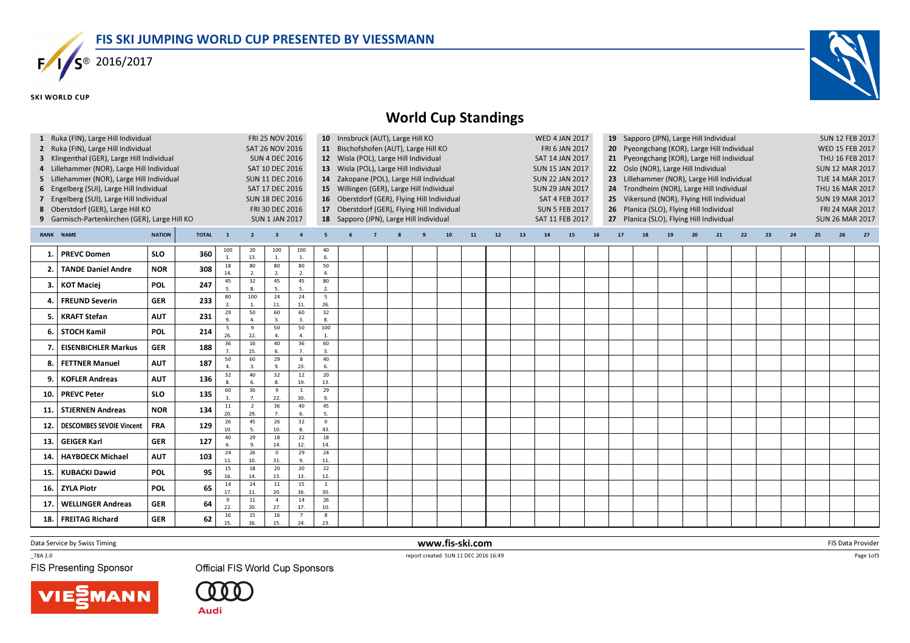# FIS SKI JUMPING WORLD CUP PRESENTED BY VIESSMANN

2016/2017

SKI WORLD CUP

## World Cup Standings

1 Ruka (FIN), Large Hill Individual FRI 25 NOV 2016
2 Ruka (FIN), Large Hill Individual SAT 26 NOV 2016
3 Klingenthal (GER), Large Hill Individual SUN 4 DEC 2016
4 Lillehammer (NOR), Large Hill Individual SAT 10 DEC 2016
5 Lillehammer (NOR), Large Hill Individual SUN 11 DEC 2016
6 Engelberg (SUI), Large Hill Individual SAT 17 DEC 2016
7 Engelberg (SUI), Large Hill Individual SUN 18 DEC 2016
8 Oberstdorf (GER), Large Hill KO FRI 30 DEC 2016
9 Garmisch-Partenkirchen (GER), Large Hill KO SUN 1 JAN 2017
10 Innsbruck (AUT), Large Hill KO WED 4 JAN 2017
11 Bischofshofen (AUT), Large Hill KO FRI 6 JAN 2017
12 Wisla (POL), Large Hill Individual SAT 14 JAN 2017
13 Wisla (POL), Large Hill Individual SUN 15 JAN 2017
14 Zakopane (POL), Large Hill Individual SUN 22 JAN 2017
15 Willingen (GER), Large Hill Individual SUN 29 JAN 2017
16 Oberstdorf (GER), Flying Hill Individual SAT 4 FEB 2017
17 Oberstdorf (GER), Flying Hill Individual SUN 5 FEB 2017
18 Sapporo (JPN), Large Hill Individual SAT 11 FEB 2017
19 Sapporo (JPN), Large Hill Individual SUN 12 FEB 2017
20 Pyeongchang (KOR), Large Hill Individual WED 15 FEB 2017
21 Pyeongchang (KOR), Large Hill Individual THU 16 FEB 2017
22 Oslo (NOR), Large Hill Individual SUN 12 MAR 2017
23 Lillehammer (NOR), Large Hill Individual TUE 14 MAR 2017
24 Trondheim (NOR), Large Hill Individual THU 16 MAR 2017
25 Vikersund (NOR), Flying Hill Individual SUN 19 MAR 2017
26 Planica (SLO), Flying Hill Individual FRI 24 MAR 2017
27 Planica (SLO), Flying Hill Individual SUN 26 MAR 2017

| RANK | NAME | NATION | TOTAL | 1 | 2 | 3 | 4 | 5 | 6 | 7 | 8 | 9 | 10 | 11 | 12 | 13 | 14 | 15 | 16 | 17 | 18 | 19 | 20 | 21 | 22 | 23 | 24 | 25 | 26 | 27 |
|---|---|---|---|---|---|---|---|---|---|---|---|---|---|---|---|---|---|---|---|---|---|---|---|---|---|---|---|---|---|---|
| 1. | PREVC Domen | SLO | 360 | 100 1. | 20 13. | 100 1. | 100 1. | 40 6. | | | | | | | | | | | | | | | | | | | | | | |
| 2. | TANDE Daniel Andre | NOR | 308 | 18 14. | 80 2. | 80 2. | 80 2. | 50 4. | | | | | | | | | | | | | | | | | | | | | | |
| 3. | KOT Maciej | POL | 247 | 45 5. | 32 8. | 45 5. | 45 5. | 80 2. | | | | | | | | | | | | | | | | | | | | | | |
| 4. | FREUND Severin | GER | 233 | 80 2. | 100 1. | 24 11. | 24 11. | 5 26. | | | | | | | | | | | | | | | | | | | | | | |
| 5. | KRAFT Stefan | AUT | 231 | 29 9. | 50 4. | 60 3. | 60 3. | 32 8. | | | | | | | | | | | | | | | | | | | | | | |
| 6. | STOCH Kamil | POL | 214 | 5 26. | 9 22. | 50 4. | 50 4. | 100 1. | | | | | | | | | | | | | | | | | | | | | | |
| 7. | EISENBICHLER Markus | GER | 188 | 36 7. | 16 15. | 40 6. | 36 7. | 60 3. | | | | | | | | | | | | | | | | | | | | | | |
| 8. | FETTNER Manuel | AUT | 187 | 50 4. | 60 3. | 29 9. | 8 23. | 40 6. | | | | | | | | | | | | | | | | | | | | | | |
| 9. | KOFLER Andreas | AUT | 136 | 32 8. | 40 6. | 32 8. | 12 19. | 20 13. | | | | | | | | | | | | | | | | | | | | | | |
| 10. | PREVC Peter | SLO | 135 | 60 3. | 36 7. | 9 22. | 1 30. | 29 9. | | | | | | | | | | | | | | | | | | | | | | |
| 11. | STJERNEN Andreas | NOR | 134 | 11 20. | 2 29. | 36 7. | 40 6. | 45 5. | | | | | | | | | | | | | | | | | | | | | | |
| 12. | DESCOMBES SEVOIE Vincent | FRA | 129 | 26 10. | 45 5. | 26 10. | 32 8. | 0 43. | | | | | | | | | | | | | | | | | | | | | | |
| 13. | GEIGER Karl | GER | 127 | 40 6. | 29 9. | 18 14. | 22 12. | 18 14. | | | | | | | | | | | | | | | | | | | | | | |
| 14. | HAYBOECK Michael | AUT | 103 | 24 11. | 26 10. | 0 31. | 29 9. | 24 11. | | | | | | | | | | | | | | | | | | | | | | |
| 15. | KUBACKI Dawid | POL | 95 | 15 16. | 18 14. | 20 13. | 20 13. | 22 12. | | | | | | | | | | | | | | | | | | | | | | |
| 16. | ZYLA Piotr | POL | 65 | 14 17. | 24 11. | 11 20. | 15 16. | 1 30. | | | | | | | | | | | | | | | | | | | | | | |
| 17. | WELLINGER Andreas | GER | 64 | 9 22. | 11 20. | 4 27. | 14 17. | 26 10. | | | | | | | | | | | | | | | | | | | | | | |
| 18. | FREITAG Richard | GER | 62 | 16 15. | 15 16. | 16 15. | 7 24. | 8 23. | | | | | | | | | | | | | | | | | | | | | | |

Data Service by Swiss Timing — www.fis-ski.com — FIS Data Provider

_78A 1.0 — report created SUN 11 DEC 2016 16:49

FIS Presenting Sponsor: VIESMANN — Official FIS World Cup Sponsors: Audi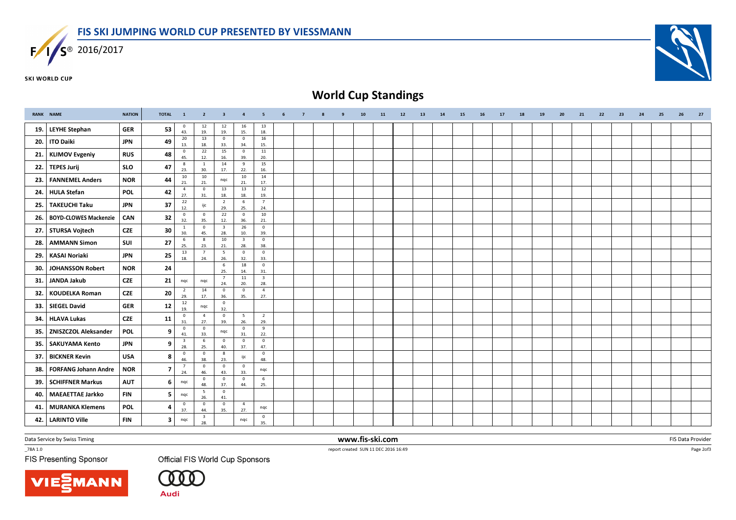# FIS SKI JUMPING WORLD CUP PRESENTED BY VIESSMANN

2016/2017

SKI WORLD CUP

## World Cup Standings

| RANK | NAME | NATION | TOTAL | 1 | 2 | 3 | 4 | 5 | 6 | 7 | 8 | 9 | 10 | 11 | 12 | 13 | 14 | 15 | 16 | 17 | 18 | 19 | 20 | 21 | 22 | 23 | 24 | 25 | 26 | 27 |
|---|---|---|---|---|---|---|---|---|---|---|---|---|---|---|---|---|---|---|---|---|---|---|---|---|---|---|---|---|---|---|
| 19. | LEYHE Stephan | GER | 53 | 0 43. | 12 19. | 12 19. | 16 15. | 13 18. | | | | | | | | | | | | | | | | | | | | | | |
| 20. | ITO Daiki | JPN | 49 | 20 13. | 13 18. | 0 33. | 0 34. | 16 15. | | | | | | | | | | | | | | | | | | | | | | |
| 21. | KLIMOV Evgeniy | RUS | 48 | 0 45. | 22 12. | 15 16. | 0 39. | 11 20. | | | | | | | | | | | | | | | | | | | | | | |
| 22. | TEPES Jurij | SLO | 47 | 8 23. | 1 30. | 14 17. | 9 22. | 15 16. | | | | | | | | | | | | | | | | | | | | | | |
| 23. | FANNEMEL Anders | NOR | 44 | 10 21. | 10 21. | nqc | 10 21. | 14 17. | | | | | | | | | | | | | | | | | | | | | | |
| 24. | HULA Stefan | POL | 42 | 4 27. | 0 31. | 13 18. | 13 18. | 12 19. | | | | | | | | | | | | | | | | | | | | | | |
| 25. | TAKEUCHI Taku | JPN | 37 | 22 12. | ijc | 2 29. | 6 25. | 7 24. | | | | | | | | | | | | | | | | | | | | | | |
| 26. | BOYD-CLOWES Mackenzie | CAN | 32 | 0 32. | 0 35. | 22 12. | 0 36. | 10 21. | | | | | | | | | | | | | | | | | | | | | | |
| 27. | STURSA Vojtech | CZE | 30 | 1 30. | 0 45. | 3 28. | 26 10. | 0 39. | | | | | | | | | | | | | | | | | | | | | | |
| 28. | AMMANN Simon | SUI | 27 | 6 25. | 8 23. | 10 21. | 3 28. | 0 38. | | | | | | | | | | | | | | | | | | | | | | |
| 29. | KASAI Noriaki | JPN | 25 | 13 18. | 7 24. | 5 26. | 0 32. | 0 33. | | | | | | | | | | | | | | | | | | | | | | |
| 30. | JOHANSSON Robert | NOR | 24 | | | 6 25. | 18 14. | 0 31. | | | | | | | | | | | | | | | | | | | | | | |
| 31. | JANDA Jakub | CZE | 21 | nqc | nqc | 7 24. | 11 20. | 3 28. | | | | | | | | | | | | | | | | | | | | | | |
| 32. | KOUDELKA Roman | CZE | 20 | 2 29. | 14 17. | 0 36. | 0 35. | 4 27. | | | | | | | | | | | | | | | | | | | | | | |
| 33. | SIEGEL David | GER | 12 | 12 19. | nqc | 0 32. | | | | | | | | | | | | | | | | | | | | | | | | |
| 34. | HLAVA Lukas | CZE | 11 | 0 31. | 4 27. | 0 39. | 5 26. | 2 29. | | | | | | | | | | | | | | | | | | | | | | |
| 35. | ZNISZCZOL Aleksander | POL | 9 | 0 41. | 0 33. | nqc | 0 31. | 9 22. | | | | | | | | | | | | | | | | | | | | | | |
| 35. | SAKUYAMA Kento | JPN | 9 | 3 28. | 6 25. | 0 40. | 0 37. | 0 47. | | | | | | | | | | | | | | | | | | | | | | |
| 37. | BICKNER Kevin | USA | 8 | 0 46. | 0 38. | 8 23. | ijc | 0 48. | | | | | | | | | | | | | | | | | | | | | | |
| 38. | FORFANG Johann Andre | NOR | 7 | 7 24. | 0 46. | 0 43. | 0 33. | nqc | | | | | | | | | | | | | | | | | | | | | | |
| 39. | SCHIFFNER Markus | AUT | 6 | nqc | 0 48. | 0 37. | 0 44. | 6 25. | | | | | | | | | | | | | | | | | | | | | | |
| 40. | MAEAETTAE Jarkko | FIN | 5 | nqc | 5 26. | 0 41. | | | | | | | | | | | | | | | | | | | | | | | | |
| 41. | MURANKA Klemens | POL | 4 | 0 37. | 0 44. | 0 35. | 4 27. | nqc | | | | | | | | | | | | | | | | | | | | | | |
| 42. | LARINTO Ville | FIN | 3 | nqc | 3 28. | | nqc | 0 35. | | | | | | | | | | | | | | | | | | | | | | |

Data Service by Swiss Timing — www.fis-ski.com — FIS Data Provider

_78A 1.0 — report created SUN 11 DEC 2016 16:49

FIS Presenting Sponsor: VIESSMANN — Official FIS World Cup Sponsors: Audi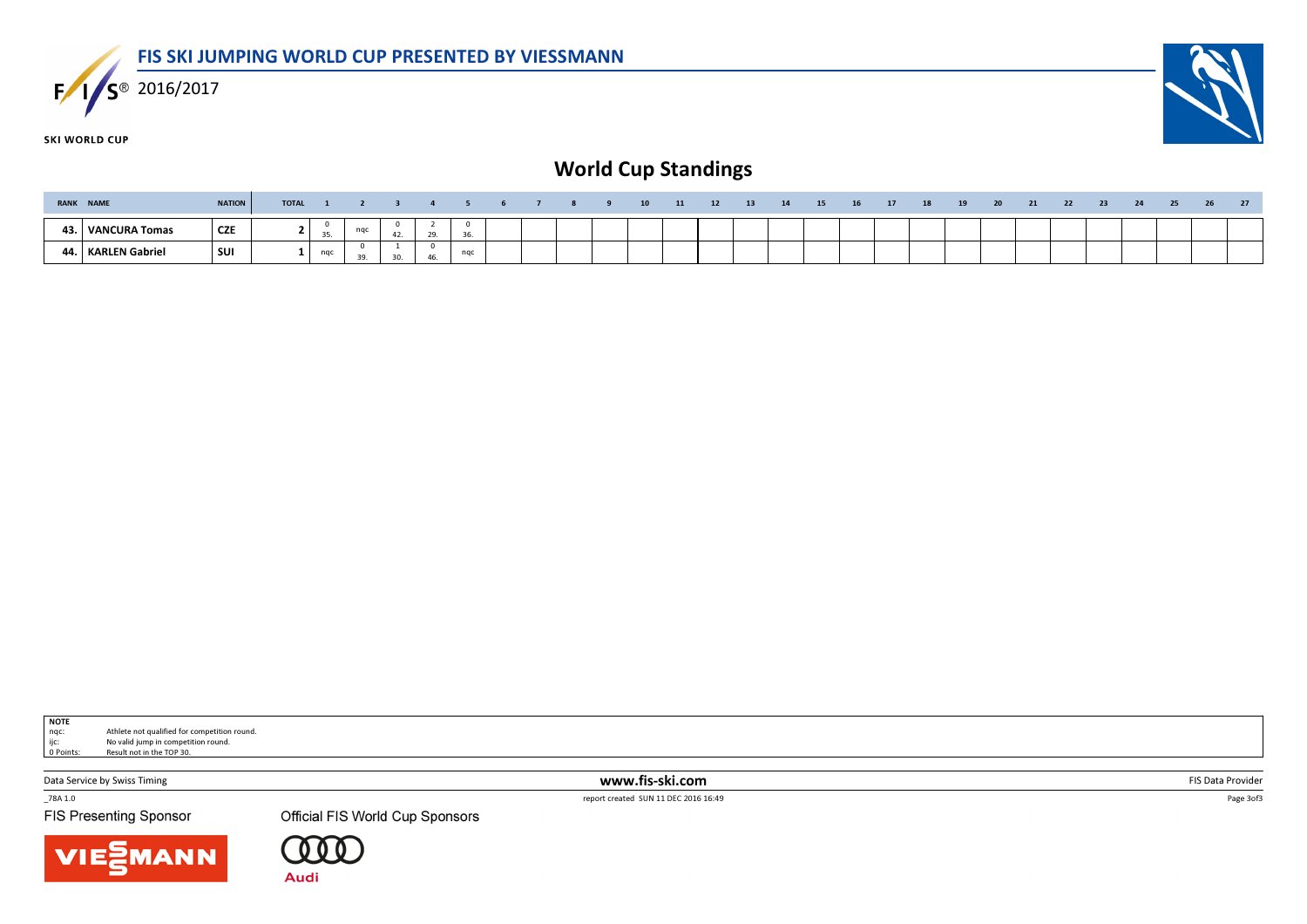# FIS SKI JUMPING WORLD CUP PRESENTED BY VIESSMANN

2016/2017

SKI WORLD CUP

## World Cup Standings

| RANK | NAME | NATION | TOTAL | 1 | 2 | 3 | 4 | 5 | 6 | 7 | 8 | 9 | 10 | 11 | 12 | 13 | 14 | 15 | 16 | 17 | 18 | 19 | 20 | 21 | 22 | 23 | 24 | 25 | 26 | 27 |
|---|---|---|---|---|---|---|---|---|---|---|---|---|---|---|---|---|---|---|---|---|---|---|---|---|---|---|---|---|---|---|
| 43. | VANCURA Tomas | CZE | 2 | 0 35. | nqc | 0 42. | 2 29. | 0 36. | | | | | | | | | | | | | | | | | | | | | | |
| 44. | KARLEN Gabriel | SUI | 1 | nqc | 0 39. | 1 30. | 0 46. | nqc | | | | | | | | | | | | | | | | | | | | | | |

**NOTE**

nqc: Athlete not qualified for competition round.
ijc: No valid jump in competition round.
0 Points: Result not in the TOP 30.

Data Service by Swiss Timing

www.fis-ski.com

FIS Data Provider

_78A 1.0

report created SUN 11 DEC 2016 16:49

FIS Presenting Sponsor

Official FIS World Cup Sponsors